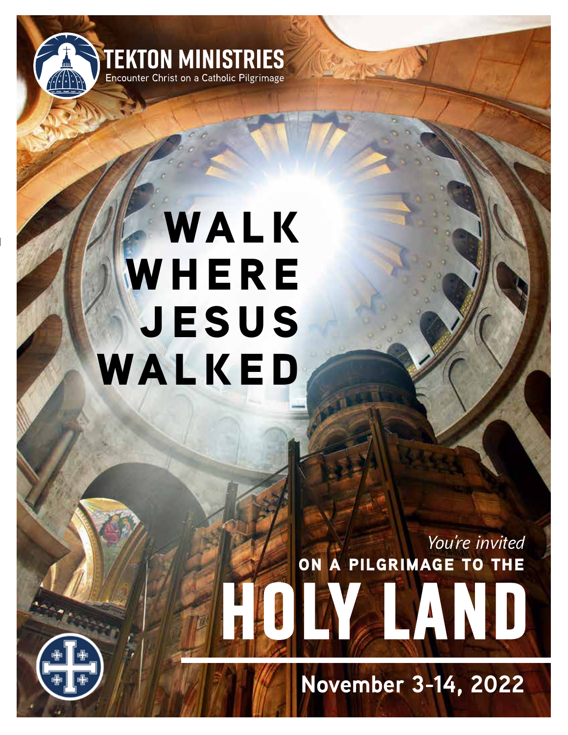**TEKTON MINISTRIES**
Encounter Christ on a Catholic Pilgrimage

# WALK WHERE JESUS WALKED

*You're invited*

**ON A PILGRIMAGE TO THE**

# HOLY LAND

**November 3-14, 2022**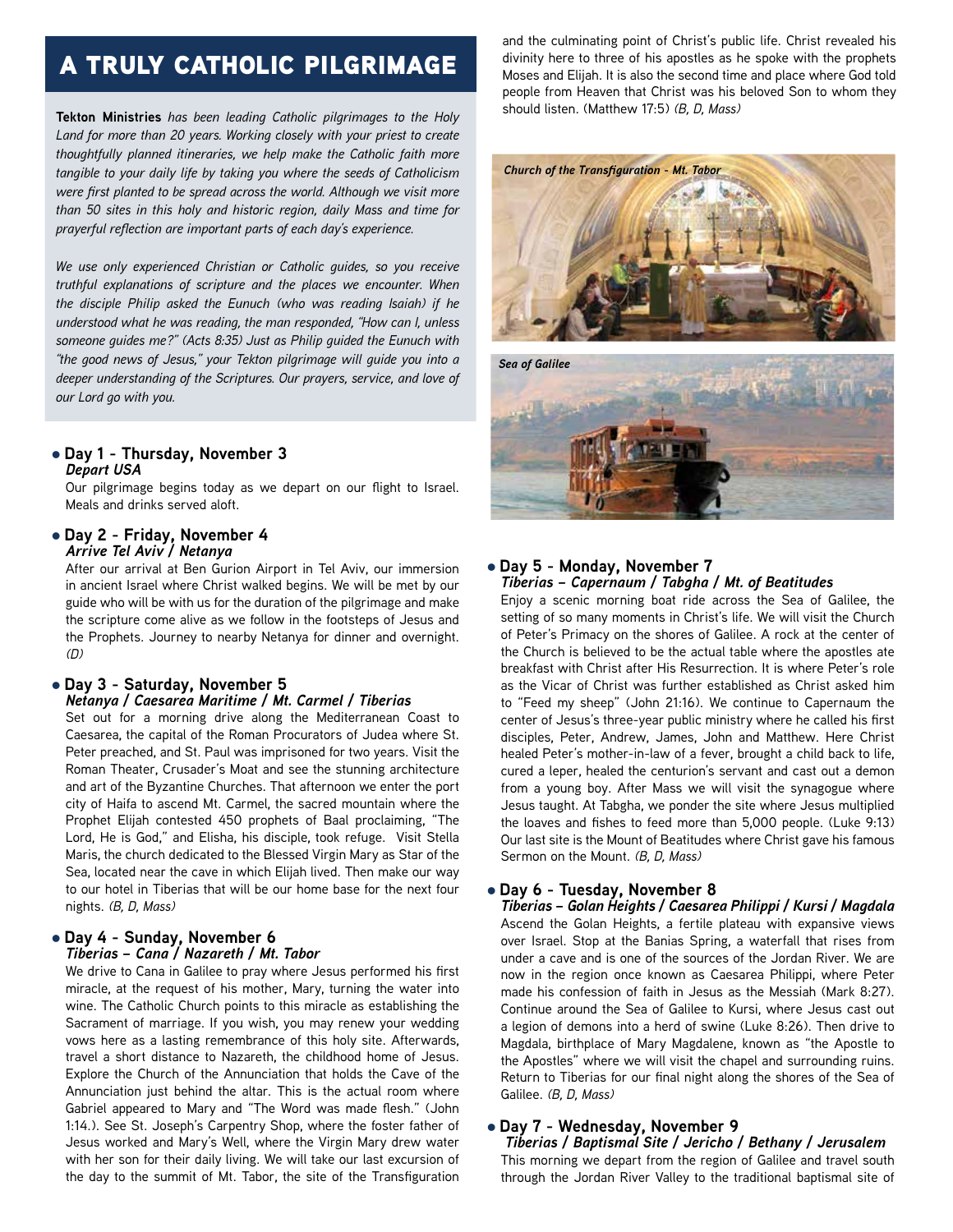# A TRULY CATHOLIC PILGRIMAGE

***Tekton Ministries** has been leading Catholic pilgrimages to the Holy Land for more than 20 years. Working closely with your priest to create thoughtfully planned itineraries, we help make the Catholic faith more tangible to your daily life by taking you where the seeds of Catholicism were first planted to be spread across the world. Although we visit more than 50 sites in this holy and historic region, daily Mass and time for prayerful reflection are important parts of each day's experience.*

*We use only experienced Christian or Catholic guides, so you receive truthful explanations of scripture and the places we encounter. When the disciple Philip asked the Eunuch (who was reading Isaiah) if he understood what he was reading, the man responded, "How can I, unless someone guides me?" (Acts 8:35) Just as Philip guided the Eunuch with "the good news of Jesus," your Tekton pilgrimage will guide you into a deeper understanding of the Scriptures. Our prayers, service, and love of our Lord go with you.*

- **Day 1 - Thursday, November 3**
  ***Depart USA***

Our pilgrimage begins today as we depart on our flight to Israel. Meals and drinks served aloft.

- **Day 2 - Friday, November 4**
  ***Arrive Tel Aviv / Netanya***

After our arrival at Ben Gurion Airport in Tel Aviv, our immersion in ancient Israel where Christ walked begins. We will be met by our guide who will be with us for the duration of the pilgrimage and make the scripture come alive as we follow in the footsteps of Jesus and the Prophets. Journey to nearby Netanya for dinner and overnight. *(D)*

- **Day 3 - Saturday, November 5**
  ***Netanya / Caesarea Maritime / Mt. Carmel / Tiberias***

Set out for a morning drive along the Mediterranean Coast to Caesarea, the capital of the Roman Procurators of Judea where St. Peter preached, and St. Paul was imprisoned for two years. Visit the Roman Theater, Crusader's Moat and see the stunning architecture and art of the Byzantine Churches. That afternoon we enter the port city of Haifa to ascend Mt. Carmel, the sacred mountain where the Prophet Elijah contested 450 prophets of Baal proclaiming, "The Lord, He is God," and Elisha, his disciple, took refuge. Visit Stella Maris, the church dedicated to the Blessed Virgin Mary as Star of the Sea, located near the cave in which Elijah lived. Then make our way to our hotel in Tiberias that will be our home base for the next four nights. *(B, D, Mass)*

- **Day 4 - Sunday, November 6**
  ***Tiberias – Cana / Nazareth / Mt. Tabor***

We drive to Cana in Galilee to pray where Jesus performed his first miracle, at the request of his mother, Mary, turning the water into wine. The Catholic Church points to this miracle as establishing the Sacrament of marriage. If you wish, you may renew your wedding vows here as a lasting remembrance of this holy site. Afterwards, travel a short distance to Nazareth, the childhood home of Jesus. Explore the Church of the Annunciation that holds the Cave of the Annunciation just behind the altar. This is the actual room where Gabriel appeared to Mary and "The Word was made flesh." (John 1:14.). See St. Joseph's Carpentry Shop, where the foster father of Jesus worked and Mary's Well, where the Virgin Mary drew water with her son for their daily living. We will take our last excursion of the day to the summit of Mt. Tabor, the site of the Transfiguration and the culminating point of Christ's public life. Christ revealed his divinity here to three of his apostles as he spoke with the prophets Moses and Elijah. It is also the second time and place where God told people from Heaven that Christ was his beloved Son to whom they should listen. (Matthew 17:5) *(B, D, Mass)*

*Church of the Transfiguration - Mt. Tabor*

*Sea of Galilee*

- **Day 5 - Monday, November 7**
  ***Tiberias – Capernaum / Tabgha / Mt. of Beatitudes***

Enjoy a scenic morning boat ride across the Sea of Galilee, the setting of so many moments in Christ's life. We will visit the Church of Peter's Primacy on the shores of Galilee. A rock at the center of the Church is believed to be the actual table where the apostles ate breakfast with Christ after His Resurrection. It is where Peter's role as the Vicar of Christ was further established as Christ asked him to "Feed my sheep" (John 21:16). We continue to Capernaum the center of Jesus's three-year public ministry where he called his first disciples, Peter, Andrew, James, John and Matthew. Here Christ healed Peter's mother-in-law of a fever, brought a child back to life, cured a leper, healed the centurion's servant and cast out a demon from a young boy. After Mass we will visit the synagogue where Jesus taught. At Tabgha, we ponder the site where Jesus multiplied the loaves and fishes to feed more than 5,000 people. (Luke 9:13) Our last site is the Mount of Beatitudes where Christ gave his famous Sermon on the Mount. *(B, D, Mass)*

- **Day 6 - Tuesday, November 8**
  ***Tiberias – Golan Heights / Caesarea Philippi / Kursi / Magdala***

Ascend the Golan Heights, a fertile plateau with expansive views over Israel. Stop at the Banias Spring, a waterfall that rises from under a cave and is one of the sources of the Jordan River. We are now in the region once known as Caesarea Philippi, where Peter made his confession of faith in Jesus as the Messiah (Mark 8:27). Continue around the Sea of Galilee to Kursi, where Jesus cast out a legion of demons into a herd of swine (Luke 8:26). Then drive to Magdala, birthplace of Mary Magdalene, known as "the Apostle to the Apostles" where we will visit the chapel and surrounding ruins. Return to Tiberias for our final night along the shores of the Sea of Galilee. *(B, D, Mass)*

- **Day 7 - Wednesday, November 9**
  ***Tiberias / Baptismal Site / Jericho / Bethany / Jerusalem***

This morning we depart from the region of Galilee and travel south through the Jordan River Valley to the traditional baptismal site of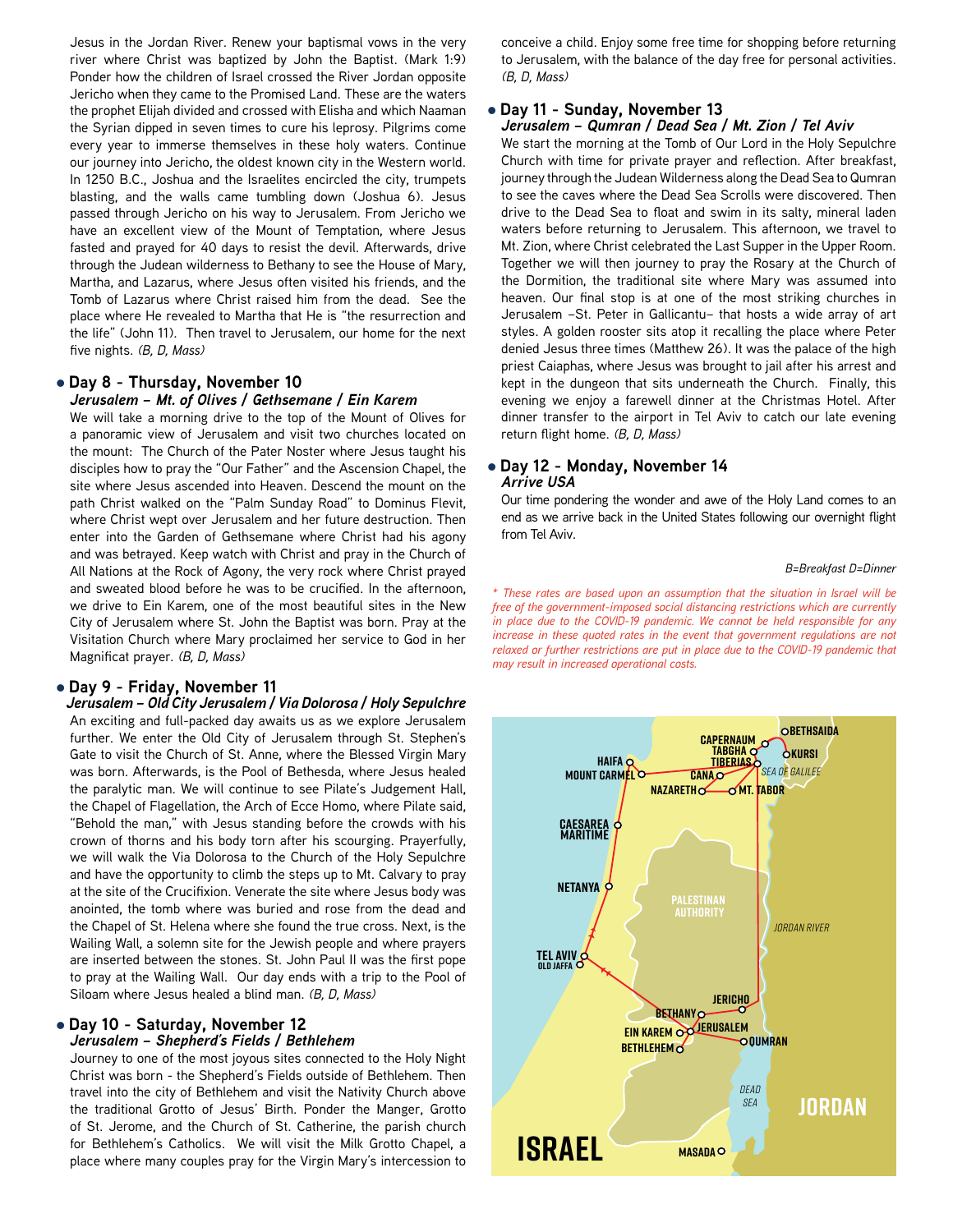Jesus in the Jordan River. Renew your baptismal vows in the very river where Christ was baptized by John the Baptist. (Mark 1:9) Ponder how the children of Israel crossed the River Jordan opposite Jericho when they came to the Promised Land. These are the waters the prophet Elijah divided and crossed with Elisha and which Naaman the Syrian dipped in seven times to cure his leprosy. Pilgrims come every year to immerse themselves in these holy waters. Continue our journey into Jericho, the oldest known city in the Western world. In 1250 B.C., Joshua and the Israelites encircled the city, trumpets blasting, and the walls came tumbling down (Joshua 6). Jesus passed through Jericho on his way to Jerusalem. From Jericho we have an excellent view of the Mount of Temptation, where Jesus fasted and prayed for 40 days to resist the devil. Afterwards, drive through the Judean wilderness to Bethany to see the House of Mary, Martha, and Lazarus, where Jesus often visited his friends, and the Tomb of Lazarus where Christ raised him from the dead. See the place where He revealed to Martha that He is "the resurrection and the life" (John 11). Then travel to Jerusalem, our home for the next five nights. *(B, D, Mass)*

## • Day 8 - Thursday, November 10

***Jerusalem – Mt. of Olives / Gethsemane / Ein Karem***

We will take a morning drive to the top of the Mount of Olives for a panoramic view of Jerusalem and visit two churches located on the mount: The Church of the Pater Noster where Jesus taught his disciples how to pray the "Our Father" and the Ascension Chapel, the site where Jesus ascended into Heaven. Descend the mount on the path Christ walked on the "Palm Sunday Road" to Dominus Flevit, where Christ wept over Jerusalem and her future destruction. Then enter into the Garden of Gethsemane where Christ had his agony and was betrayed. Keep watch with Christ and pray in the Church of All Nations at the Rock of Agony, the very rock where Christ prayed and sweated blood before he was to be crucified. In the afternoon, we drive to Ein Karem, one of the most beautiful sites in the New City of Jerusalem where St. John the Baptist was born. Pray at the Visitation Church where Mary proclaimed her service to God in her Magnificat prayer. *(B, D, Mass)*

## • Day 9 - Friday, November 11

***Jerusalem – Old City Jerusalem / Via Dolorosa / Holy Sepulchre***

An exciting and full-packed day awaits us as we explore Jerusalem further. We enter the Old City of Jerusalem through St. Stephen's Gate to visit the Church of St. Anne, where the Blessed Virgin Mary was born. Afterwards, is the Pool of Bethesda, where Jesus healed the paralytic man. We will continue to see Pilate's Judgement Hall, the Chapel of Flagellation, the Arch of Ecce Homo, where Pilate said, "Behold the man," with Jesus standing before the crowds with his crown of thorns and his body torn after his scourging. Prayerfully, we will walk the Via Dolorosa to the Church of the Holy Sepulchre and have the opportunity to climb the steps up to Mt. Calvary to pray at the site of the Crucifixion. Venerate the site where Jesus body was anointed, the tomb where was buried and rose from the dead and the Chapel of St. Helena where she found the true cross. Next, is the Wailing Wall, a solemn site for the Jewish people and where prayers are inserted between the stones. St. John Paul II was the first pope to pray at the Wailing Wall. Our day ends with a trip to the Pool of Siloam where Jesus healed a blind man. *(B, D, Mass)*

## • Day 10 - Saturday, November 12

***Jerusalem – Shepherd's Fields / Bethlehem***

Journey to one of the most joyous sites connected to the Holy Night Christ was born - the Shepherd's Fields outside of Bethlehem. Then travel into the city of Bethlehem and visit the Nativity Church above the traditional Grotto of Jesus' Birth. Ponder the Manger, Grotto of St. Jerome, and the Church of St. Catherine, the parish church for Bethlehem's Catholics. We will visit the Milk Grotto Chapel, a place where many couples pray for the Virgin Mary's intercession to conceive a child. Enjoy some free time for shopping before returning to Jerusalem, with the balance of the day free for personal activities. *(B, D, Mass)*

## • Day 11 - Sunday, November 13

***Jerusalem – Qumran / Dead Sea / Mt. Zion / Tel Aviv***

We start the morning at the Tomb of Our Lord in the Holy Sepulchre Church with time for private prayer and reflection. After breakfast, journey through the Judean Wilderness along the Dead Sea to Qumran to see the caves where the Dead Sea Scrolls were discovered. Then drive to the Dead Sea to float and swim in its salty, mineral laden waters before returning to Jerusalem. This afternoon, we travel to Mt. Zion, where Christ celebrated the Last Supper in the Upper Room. Together we will then journey to pray the Rosary at the Church of the Dormition, the traditional site where Mary was assumed into heaven. Our final stop is at one of the most striking churches in Jerusalem –St. Peter in Gallicantu– that hosts a wide array of art styles. A golden rooster sits atop it recalling the place where Peter denied Jesus three times (Matthew 26). It was the palace of the high priest Caiaphas, where Jesus was brought to jail after his arrest and kept in the dungeon that sits underneath the Church. Finally, this evening we enjoy a farewell dinner at the Christmas Hotel. After dinner transfer to the airport in Tel Aviv to catch our late evening return flight home. *(B, D, Mass)*

## • Day 12 - Monday, November 14

***Arrive USA***

Our time pondering the wonder and awe of the Holy Land comes to an end as we arrive back in the United States following our overnight flight from Tel Aviv.

*B=Breakfast D=Dinner*

*\* These rates are based upon an assumption that the situation in Israel will be free of the government-imposed social distancing restrictions which are currently in place due to the COVID-19 pandemic. We cannot be held responsible for any increase in these quoted rates in the event that government regulations are not relaxed or further restrictions are put in place due to the COVID-19 pandemic that may result in increased operational costs.*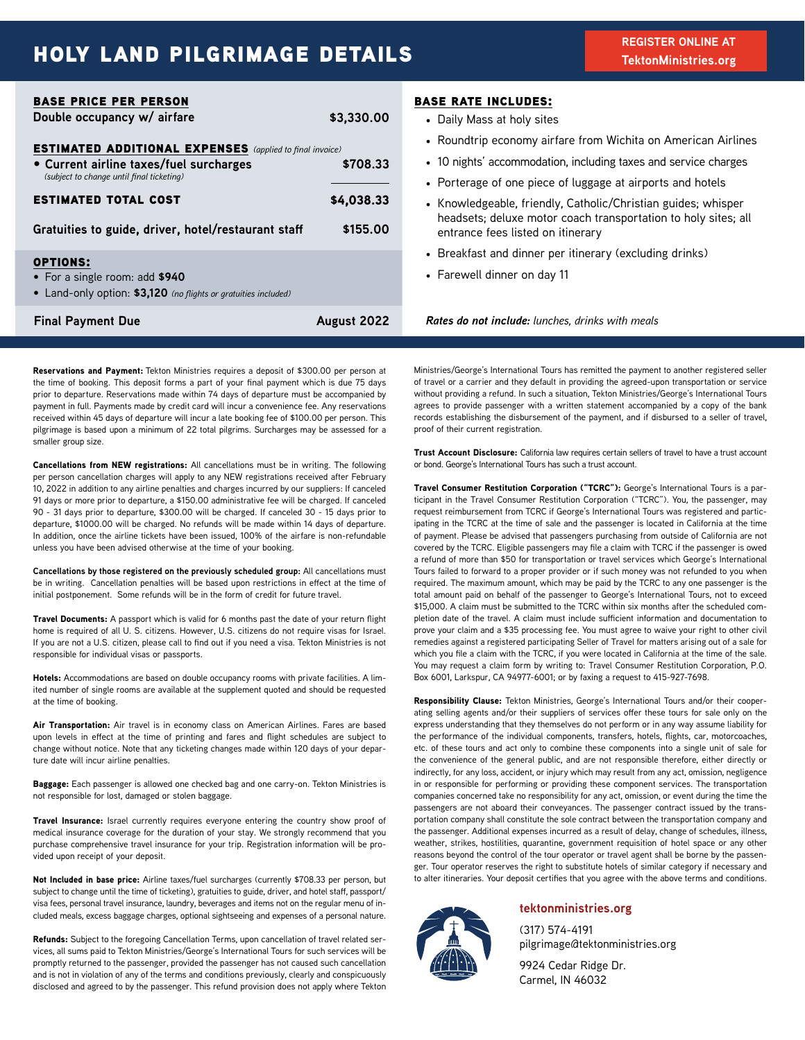# HOLY LAND PILGRIMAGE DETAILS

**REGISTER ONLINE AT TektonMinistries.org**

## BASE PRICE PER PERSON

| | |
|---|---|
| **Double occupancy w/ airfare** | **$3,330.00** |

## ESTIMATED ADDITIONAL EXPENSES *(applied to final invoice)*

| | |
|---|---|
| • **Current airline taxes/fuel surcharges** *(subject to change until final ticketing)* | **$708.33** |
| **ESTIMATED TOTAL COST** | **$4,038.33** |
| **Gratuities to guide, driver, hotel/restaurant staff** | **$155.00** |

## OPTIONS:

- For a single room: add **$940**
- Land-only option: **$3,120** *(no flights or gratuities included)*

| | |
|---|---|
| **Final Payment Due** | **August 2022** |

## BASE RATE INCLUDES:

- Daily Mass at holy sites
- Roundtrip economy airfare from Wichita on American Airlines
- 10 nights' accommodation, including taxes and service charges
- Porterage of one piece of luggage at airports and hotels
- Knowledgeable, friendly, Catholic/Christian guides; whisper headsets; deluxe motor coach transportation to holy sites; all entrance fees listed on itinerary
- Breakfast and dinner per itinerary (excluding drinks)
- Farewell dinner on day 11

***Rates do not include:*** *lunches, drinks with meals*

**Reservations and Payment:** Tekton Ministries requires a deposit of $300.00 per person at the time of booking. This deposit forms a part of your final payment which is due 75 days prior to departure. Reservations made within 74 days of departure must be accompanied by payment in full. Payments made by credit card will incur a convenience fee. Any reservations received within 45 days of departure will incur a late booking fee of $100.00 per person. This pilgrimage is based upon a minimum of 22 total pilgrims. Surcharges may be assessed for a smaller group size.

**Cancellations from NEW registrations:** All cancellations must be in writing. The following per person cancellation charges will apply to any NEW registrations received after February 10, 2022 in addition to any airline penalties and charges incurred by our suppliers: If canceled 91 days or more prior to departure, a $150.00 administrative fee will be charged. If canceled 90 - 31 days prior to departure, $300.00 will be charged. If canceled 30 - 15 days prior to departure, $1000.00 will be charged. No refunds will be made within 14 days of departure. In addition, once the airline tickets have been issued, 100% of the airfare is non-refundable unless you have been advised otherwise at the time of your booking.

**Cancellations by those registered on the previously scheduled group:** All cancellations must be in writing. Cancellation penalties will be based upon restrictions in effect at the time of initial postponement. Some refunds will be in the form of credit for future travel.

**Travel Documents:** A passport which is valid for 6 months past the date of your return flight home is required of all U. S. citizens. However, U.S. citizens do not require visas for Israel. If you are not a U.S. citizen, please call to find out if you need a visa. Tekton Ministries is not responsible for individual visas or passports.

**Hotels:** Accommodations are based on double occupancy rooms with private facilities. A limited number of single rooms are available at the supplement quoted and should be requested at the time of booking.

**Air Transportation:** Air travel is in economy class on American Airlines. Fares are based upon levels in effect at the time of printing and fares and flight schedules are subject to change without notice. Note that any ticketing changes made within 120 days of your departure date will incur airline penalties.

**Baggage:** Each passenger is allowed one checked bag and one carry-on. Tekton Ministries is not responsible for lost, damaged or stolen baggage.

**Travel Insurance:** Israel currently requires everyone entering the country show proof of medical insurance coverage for the duration of your stay. We strongly recommend that you purchase comprehensive travel insurance for your trip. Registration information will be provided upon receipt of your deposit.

**Not Included in base price:** Airline taxes/fuel surcharges (currently $708.33 per person, but subject to change until the time of ticketing), gratuities to guide, driver, and hotel staff, passport/visa fees, personal travel insurance, laundry, beverages and items not on the regular menu of included meals, excess baggage charges, optional sightseeing and expenses of a personal nature.

**Refunds:** Subject to the foregoing Cancellation Terms, upon cancellation of travel related services, all sums paid to Tekton Ministries/George's International Tours for such services will be promptly returned to the passenger, provided the passenger has not caused such cancellation and is not in violation of any of the terms and conditions previously, clearly and conspicuously disclosed and agreed to by the passenger. This refund provision does not apply where Tekton Ministries/George's International Tours has remitted the payment to another registered seller of travel or a carrier and they default in providing the agreed-upon transportation or service without providing a refund. In such a situation, Tekton Ministries/George's International Tours agrees to provide passenger with a written statement accompanied by a copy of the bank records establishing the disbursement of the payment, and if disbursed to a seller of travel, proof of their current registration.

**Trust Account Disclosure:** California law requires certain sellers of travel to have a trust account or bond. George's International Tours has such a trust account.

**Travel Consumer Restitution Corporation ("TCRC"):** George's International Tours is a participant in the Travel Consumer Restitution Corporation ("TCRC"). You, the passenger, may request reimbursement from TCRC if George's International Tours was registered and participating in the TCRC at the time of sale and the passenger is located in California at the time of payment. Please be advised that passengers purchasing from outside of California are not covered by the TCRC. Eligible passengers may file a claim with TCRC if the passenger is owed a refund of more than $50 for transportation or travel services which George's International Tours failed to forward to a proper provider or if such money was not refunded to you when required. The maximum amount, which may be paid by the TCRC to any one passenger is the total amount paid on behalf of the passenger to George's International Tours, not to exceed $15,000. A claim must be submitted to the TCRC within six months after the scheduled completion date of the travel. A claim must include sufficient information and documentation to prove your claim and a $35 processing fee. You must agree to waive your right to other civil remedies against a registered participating Seller of Travel for matters arising out of a sale for which you file a claim with the TCRC, if you were located in California at the time of the sale. You may request a claim form by writing to: Travel Consumer Restitution Corporation, P.O. Box 6001, Larkspur, CA 94977-6001; or by faxing a request to 415-927-7698.

**Responsibility Clause:** Tekton Ministries, George's International Tours and/or their cooperating selling agents and/or their suppliers of services offer these tours for sale only on the express understanding that they themselves do not perform or in any way assume liability for the performance of the individual components, transfers, hotels, flights, car, motorcoaches, etc. of these tours and act only to combine these components into a single unit of sale for the convenience of the general public, and are not responsible therefore, either directly or indirectly, for any loss, accident, or injury which may result from any act, omission, negligence in or responsible for performing or providing these component services. The transportation companies concerned take no responsibility for any act, omission, or event during the time the passengers are not aboard their conveyances. The passenger contract issued by the transportation company shall constitute the sole contract between the transportation company and the passenger. Additional expenses incurred as a result of delay, change of schedules, illness, weather, strikes, hostilities, quarantine, government requisition of hotel space or any other reasons beyond the control of the tour operator or travel agent shall be borne by the passenger. Tour operator reserves the right to substitute hotels of similar category if necessary and to alter itineraries. Your deposit certifies that you agree with the above terms and conditions.

**tektonministries.org**

(317) 574-4191
pilgrimage@tektonministries.org

9924 Cedar Ridge Dr.
Carmel, IN 46032